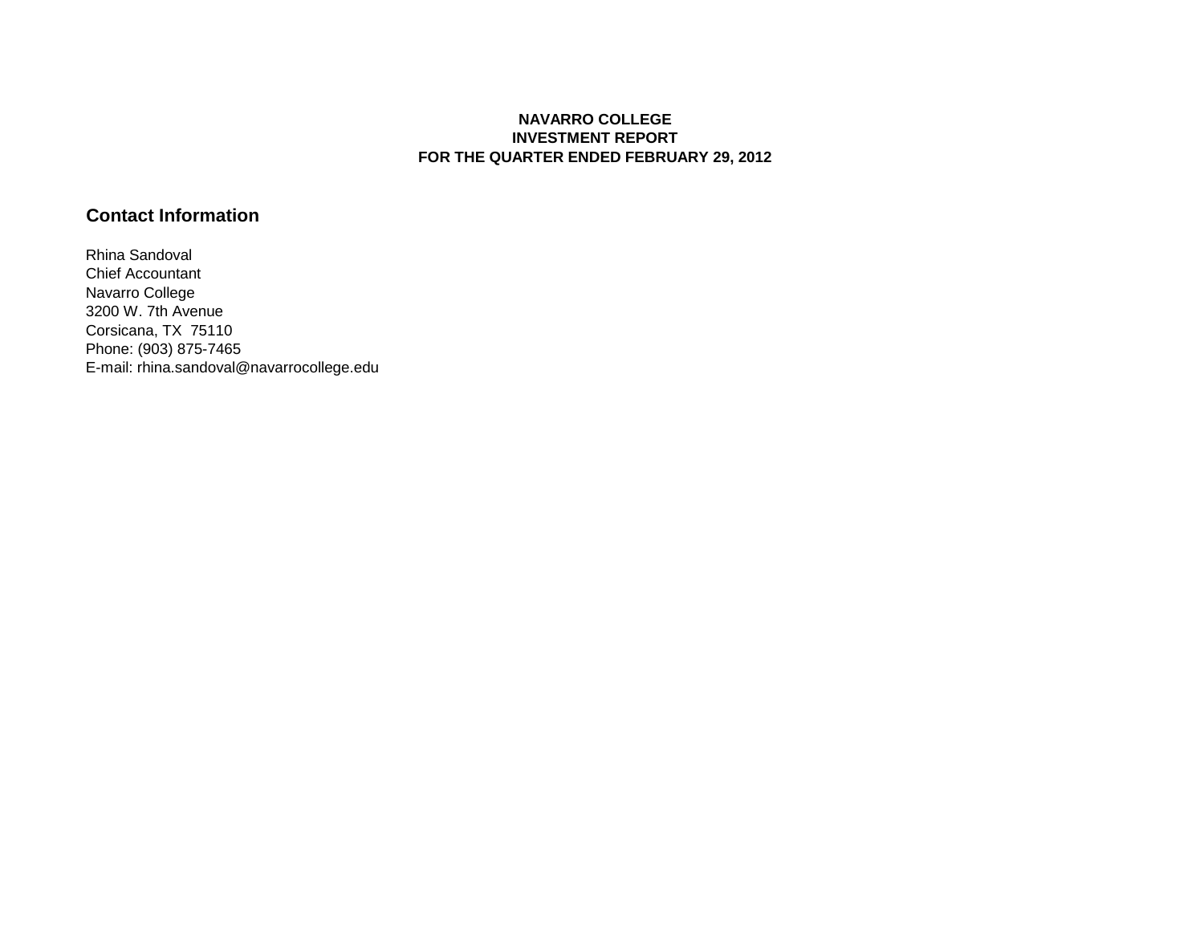**NAVARRO COLLEGE**
**INVESTMENT REPORT**
**FOR THE QUARTER ENDED FEBRUARY 29, 2012**

## Contact Information

Rhina Sandoval
Chief Accountant
Navarro College
3200 W. 7th Avenue
Corsicana, TX 75110
Phone: (903) 875-7465
E-mail: rhina.sandoval@navarrocollege.edu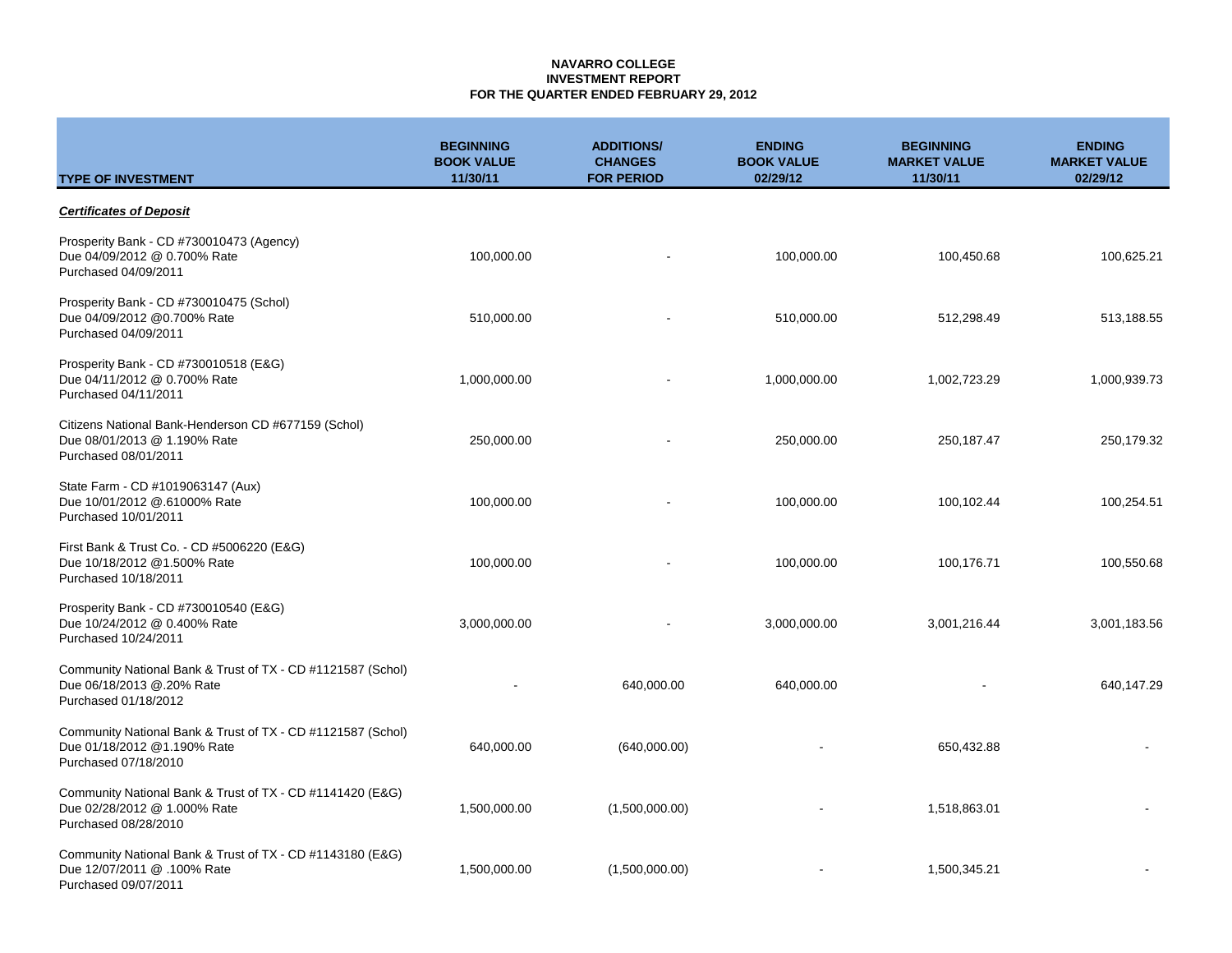**NAVARRO COLLEGE**
**INVESTMENT REPORT**
**FOR THE QUARTER ENDED FEBRUARY 29, 2012**

| TYPE OF INVESTMENT | BEGINNING BOOK VALUE 11/30/11 | ADDITIONS/ CHANGES FOR PERIOD | ENDING BOOK VALUE 02/29/12 | BEGINNING MARKET VALUE 11/30/11 | ENDING MARKET VALUE 02/29/12 |
|---|---|---|---|---|---|
| ***Certificates of Deposit*** | | | | | |
| Prosperity Bank - CD #730010473 (Agency) Due 04/09/2012 @ 0.700% Rate Purchased 04/09/2011 | 100,000.00 | - | 100,000.00 | 100,450.68 | 100,625.21 |
| Prosperity Bank - CD #730010475 (Schol) Due 04/09/2012 @0.700% Rate Purchased 04/09/2011 | 510,000.00 | - | 510,000.00 | 512,298.49 | 513,188.55 |
| Prosperity Bank - CD #730010518 (E&G) Due 04/11/2012 @ 0.700% Rate Purchased 04/11/2011 | 1,000,000.00 | - | 1,000,000.00 | 1,002,723.29 | 1,000,939.73 |
| Citizens National Bank-Henderson CD #677159 (Schol) Due 08/01/2013 @ 1.190% Rate Purchased 08/01/2011 | 250,000.00 | - | 250,000.00 | 250,187.47 | 250,179.32 |
| State Farm - CD #1019063147 (Aux) Due 10/01/2012 @.61000% Rate Purchased 10/01/2011 | 100,000.00 | - | 100,000.00 | 100,102.44 | 100,254.51 |
| First Bank & Trust Co. - CD #5006220 (E&G) Due 10/18/2012 @1.500% Rate Purchased 10/18/2011 | 100,000.00 | - | 100,000.00 | 100,176.71 | 100,550.68 |
| Prosperity Bank - CD #730010540 (E&G) Due 10/24/2012 @ 0.400% Rate Purchased 10/24/2011 | 3,000,000.00 | - | 3,000,000.00 | 3,001,216.44 | 3,001,183.56 |
| Community National Bank & Trust of TX - CD #1121587 (Schol) Due 06/18/2013 @.20% Rate Purchased 01/18/2012 | - | 640,000.00 | 640,000.00 | - | 640,147.29 |
| Community National Bank & Trust of TX - CD #1121587 (Schol) Due 01/18/2012 @1.190% Rate Purchased 07/18/2010 | 640,000.00 | (640,000.00) | - | 650,432.88 | - |
| Community National Bank & Trust of TX - CD #1141420 (E&G) Due 02/28/2012 @ 1.000% Rate Purchased 08/28/2010 | 1,500,000.00 | (1,500,000.00) | - | 1,518,863.01 | - |
| Community National Bank & Trust of TX - CD #1143180 (E&G) Due 12/07/2011 @ .100% Rate Purchased 09/07/2011 | 1,500,000.00 | (1,500,000.00) | - | 1,500,345.21 | - |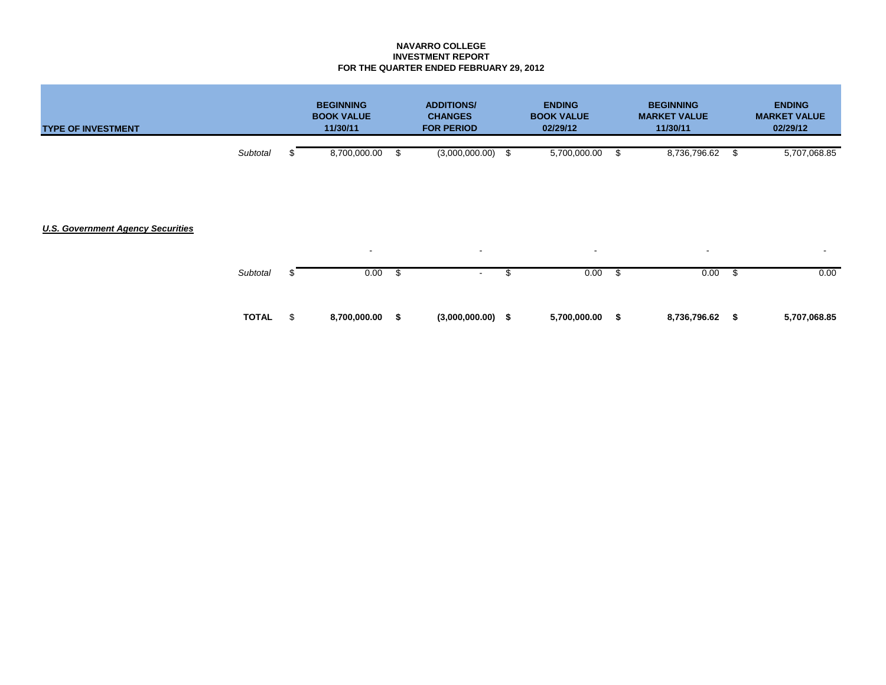**NAVARRO COLLEGE**
**INVESTMENT REPORT**
**FOR THE QUARTER ENDED FEBRUARY 29, 2012**

| TYPE OF INVESTMENT | | BEGINNING BOOK VALUE 11/30/11 | ADDITIONS/ CHANGES FOR PERIOD | ENDING BOOK VALUE 02/29/12 | BEGINNING MARKET VALUE 11/30/11 | ENDING MARKET VALUE 02/29/12 |
|---|---|---|---|---|---|---|
| | *Subtotal* | $ 8,700,000.00 | $ (3,000,000.00) | $ 5,700,000.00 | $ 8,736,796.62 | $ 5,707,068.85 |
| ***U.S. Government Agency Securities*** | | | | | | |
| | | - | - | - | - | - |
| | *Subtotal* | $ 0.00 | $ - | $ 0.00 | $ 0.00 | $ 0.00 |
| | **TOTAL** | $ **8,700,000.00** | **$ (3,000,000.00)** | **$ 5,700,000.00** | **$ 8,736,796.62** | **$ 5,707,068.85** |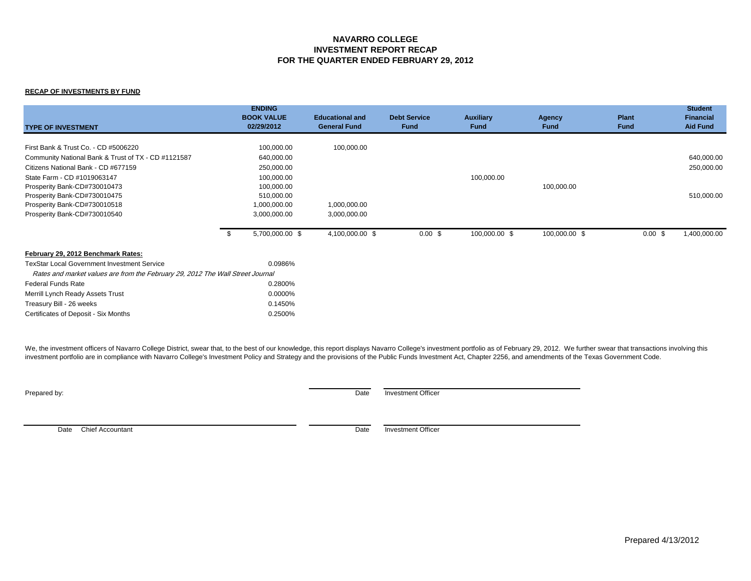# NAVARRO COLLEGE
# INVESTMENT REPORT RECAP
# FOR THE QUARTER ENDED FEBRUARY 29, 2012

**RECAP OF INVESTMENTS BY FUND**

| TYPE OF INVESTMENT | ENDING BOOK VALUE 02/29/2012 | Educational and General Fund | Debt Service Fund | Auxiliary Fund | Agency Fund | Plant Fund | Student Financial Aid Fund |
|---|---|---|---|---|---|---|---|
| First Bank & Trust Co. - CD #5006220 | 100,000.00 | 100,000.00 | | | | | |
| Community National Bank & Trust of TX - CD #1121587 | 640,000.00 | | | | | | 640,000.00 |
| Citizens National Bank - CD #677159 | 250,000.00 | | | | | | 250,000.00 |
| State Farm - CD #1019063147 | 100,000.00 | | | 100,000.00 | | | |
| Prosperity Bank-CD#730010473 | 100,000.00 | | | | 100,000.00 | | |
| Prosperity Bank-CD#730010475 | 510,000.00 | | | | | | 510,000.00 |
| Prosperity Bank-CD#730010518 | 1,000,000.00 | 1,000,000.00 | | | | | |
| Prosperity Bank-CD#730010540 | 3,000,000.00 | 3,000,000.00 | | | | | |
| | $ 5,700,000.00 | $ 4,100,000.00 | $ 0.00 | $ 100,000.00 | $ 100,000.00 | $ 0.00 | $ 1,400,000.00 |

**February 29, 2012 Benchmark Rates:**

| | |
|---|---|
| TexStar Local Government Investment Service | 0.0986% |
| *Rates and market values are from the February 29, 2012 The Wall Street Journal* | |
| Federal Funds Rate | 0.2800% |
| Merrill Lynch Ready Assets Trust | 0.0000% |
| Treasury Bill - 26 weeks | 0.1450% |
| Certificates of Deposit - Six Months | 0.2500% |

We, the investment officers of Navarro College District, swear that, to the best of our knowledge, this report displays Navarro College's investment portfolio as of February 29, 2012. We further swear that transactions involving this investment portfolio are in compliance with Navarro College's Investment Policy and Strategy and the provisions of the Public Funds Investment Act, Chapter 2256, and amendments of the Texas Government Code.

Prepared by:

Date Investment Officer

Date Chief Accountant

Date Investment Officer

Prepared 4/13/2012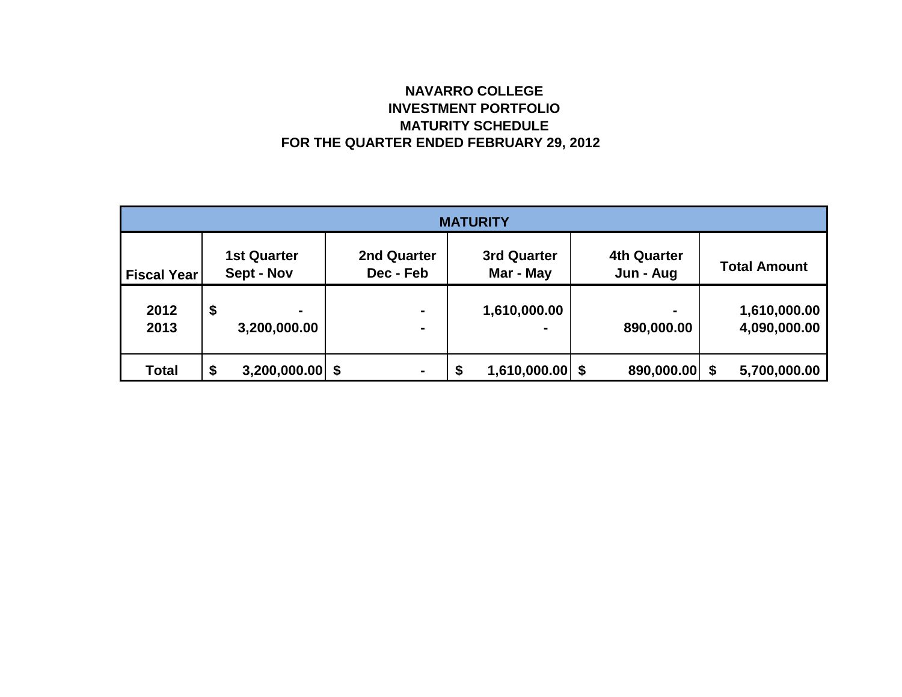# NAVARRO COLLEGE
## INVESTMENT PORTFOLIO
## MATURITY SCHEDULE
## FOR THE QUARTER ENDED FEBRUARY 29, 2012

| MATURITY | | | | | |
|---|---|---|---|---|---|
| **Fiscal Year** | **1st Quarter Sept - Nov** | **2nd Quarter Dec - Feb** | **3rd Quarter Mar - May** | **4th Quarter Jun - Aug** | **Total Amount** |
| **2012** | **$ -** | **-** | **1,610,000.00** | **-** | **1,610,000.00** |
| **2013** | **3,200,000.00** | **-** | **-** | **890,000.00** | **4,090,000.00** |
| **Total** | **$ 3,200,000.00** | **$ -** | **$ 1,610,000.00** | **$ 890,000.00** | **$ 5,700,000.00** |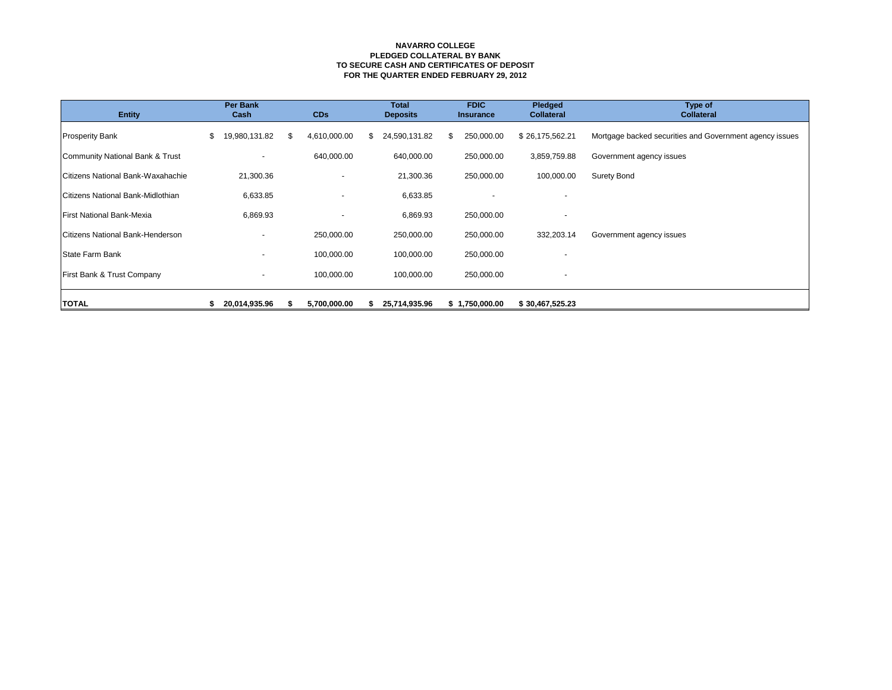**NAVARRO COLLEGE**
**PLEDGED COLLATERAL BY BANK**
**TO SECURE CASH AND CERTIFICATES OF DEPOSIT**
**FOR THE QUARTER ENDED FEBRUARY 29, 2012**

| Entity | Per Bank Cash | CDs | Total Deposits | FDIC Insurance | Pledged Collateral | Type of Collateral |
|---|---|---|---|---|---|---|
| Prosperity Bank | $ 19,980,131.82 | $ 4,610,000.00 | $ 24,590,131.82 | $ 250,000.00 | $ 26,175,562.21 | Mortgage backed securities and Government agency issues |
| Community National Bank & Trust | - | 640,000.00 | 640,000.00 | 250,000.00 | 3,859,759.88 | Government agency issues |
| Citizens National Bank-Waxahachie | 21,300.36 | - | 21,300.36 | 250,000.00 | 100,000.00 | Surety Bond |
| Citizens National Bank-Midlothian | 6,633.85 | - | 6,633.85 | - | - | |
| First National Bank-Mexia | 6,869.93 | - | 6,869.93 | 250,000.00 | - | |
| Citizens National Bank-Henderson | - | 250,000.00 | 250,000.00 | 250,000.00 | 332,203.14 | Government agency issues |
| State Farm Bank | - | 100,000.00 | 100,000.00 | 250,000.00 | - | |
| First Bank & Trust Company | - | 100,000.00 | 100,000.00 | 250,000.00 | - | |
| **TOTAL** | **$ 20,014,935.96** | **$ 5,700,000.00** | **$ 25,714,935.96** | **$ 1,750,000.00** | **$ 30,467,525.23** | |